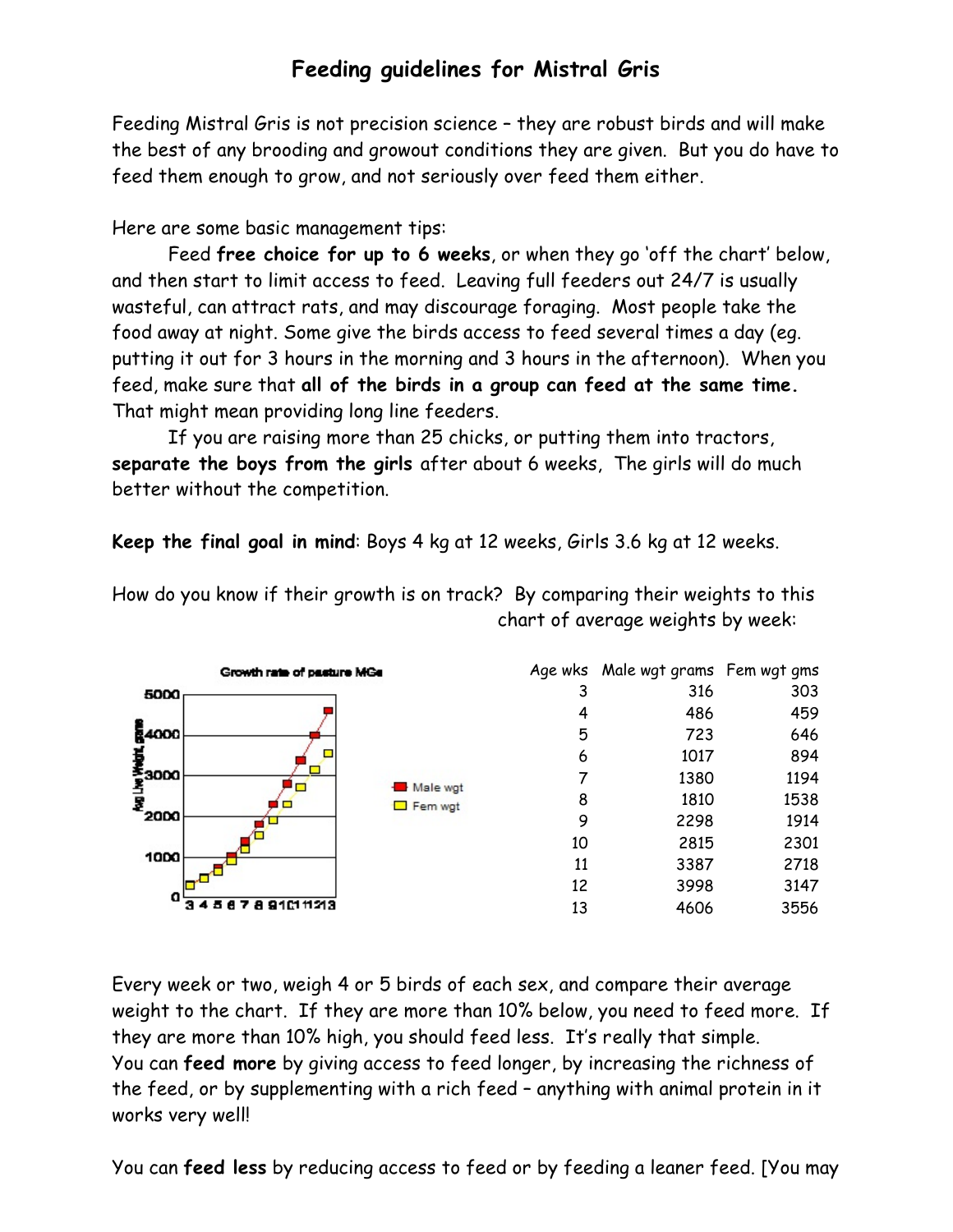# Feeding guidelines for Mistral Gris

Feeding Mistral Gris is not precision science – they are robust birds and will make the best of any brooding and growout conditions they are given. But you do have to feed them enough to grow, and not seriously over feed them either.

Here are some basic management tips:

Feed **free choice for up to 6 weeks**, or when they go 'off the chart' below, and then start to limit access to feed. Leaving full feeders out 24/7 is usually wasteful, can attract rats, and may discourage foraging. Most people take the food away at night. Some give the birds access to feed several times a day (eg. putting it out for 3 hours in the morning and 3 hours in the afternoon). When you feed, make sure that **all of the birds in a group can feed at the same time.** That might mean providing long line feeders.

If you are raising more than 25 chicks, or putting them into tractors, **separate the boys from the girls** after about 6 weeks, The girls will do much better without the competition.

**Keep the final goal in mind**: Boys 4 kg at 12 weeks, Girls 3.6 kg at 12 weeks.

How do you know if their growth is on track? By comparing their weights to this chart of average weights by week:

| Age wks | Male wgt grams | Fem wgt gms |
|---|---|---|
| 3 | 316 | 303 |
| 4 | 486 | 459 |
| 5 | 723 | 646 |
| 6 | 1017 | 894 |
| 7 | 1380 | 1194 |
| 8 | 1810 | 1538 |
| 9 | 2298 | 1914 |
| 10 | 2815 | 2301 |
| 11 | 3387 | 2718 |
| 12 | 3998 | 3147 |
| 13 | 4606 | 3556 |

Every week or two, weigh 4 or 5 birds of each sex, and compare their average weight to the chart. If they are more than 10% below, you need to feed more. If they are more than 10% high, you should feed less. It's really that simple. You can **feed more** by giving access to feed longer, by increasing the richness of the feed, or by supplementing with a rich feed – anything with animal protein in it works very well!

You can **feed less** by reducing access to feed or by feeding a leaner feed. [You may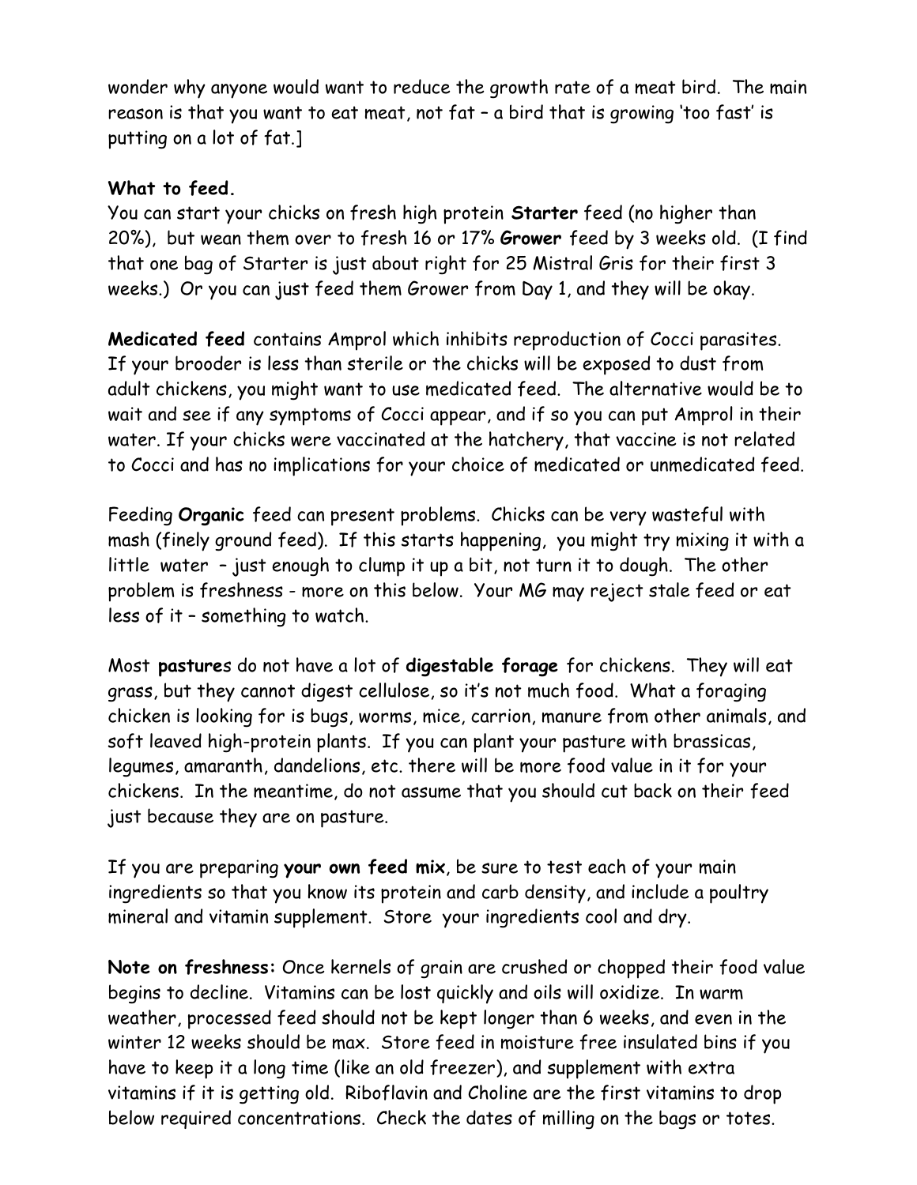wonder why anyone would want to reduce the growth rate of a meat bird. The main reason is that you want to eat meat, not fat – a bird that is growing 'too fast' is putting on a lot of fat.]

**What to feed.**

You can start your chicks on fresh high protein **Starter** feed (no higher than 20%), but wean them over to fresh 16 or 17% **Grower** feed by 3 weeks old. (I find that one bag of Starter is just about right for 25 Mistral Gris for their first 3 weeks.) Or you can just feed them Grower from Day 1, and they will be okay.

**Medicated feed** contains Amprol which inhibits reproduction of Cocci parasites. If your brooder is less than sterile or the chicks will be exposed to dust from adult chickens, you might want to use medicated feed. The alternative would be to wait and see if any symptoms of Cocci appear, and if so you can put Amprol in their water. If your chicks were vaccinated at the hatchery, that vaccine is not related to Cocci and has no implications for your choice of medicated or unmedicated feed.

Feeding **Organic** feed can present problems. Chicks can be very wasteful with mash (finely ground feed). If this starts happening, you might try mixing it with a little water – just enough to clump it up a bit, not turn it to dough. The other problem is freshness - more on this below. Your MG may reject stale feed or eat less of it – something to watch.

Most **pastures** do not have a lot of **digestable forage** for chickens. They will eat grass, but they cannot digest cellulose, so it's not much food. What a foraging chicken is looking for is bugs, worms, mice, carrion, manure from other animals, and soft leaved high-protein plants. If you can plant your pasture with brassicas, legumes, amaranth, dandelions, etc. there will be more food value in it for your chickens. In the meantime, do not assume that you should cut back on their feed just because they are on pasture.

If you are preparing **your own feed mix**, be sure to test each of your main ingredients so that you know its protein and carb density, and include a poultry mineral and vitamin supplement. Store your ingredients cool and dry.

**Note on freshness:** Once kernels of grain are crushed or chopped their food value begins to decline. Vitamins can be lost quickly and oils will oxidize. In warm weather, processed feed should not be kept longer than 6 weeks, and even in the winter 12 weeks should be max. Store feed in moisture free insulated bins if you have to keep it a long time (like an old freezer), and supplement with extra vitamins if it is getting old. Riboflavin and Choline are the first vitamins to drop below required concentrations. Check the dates of milling on the bags or totes.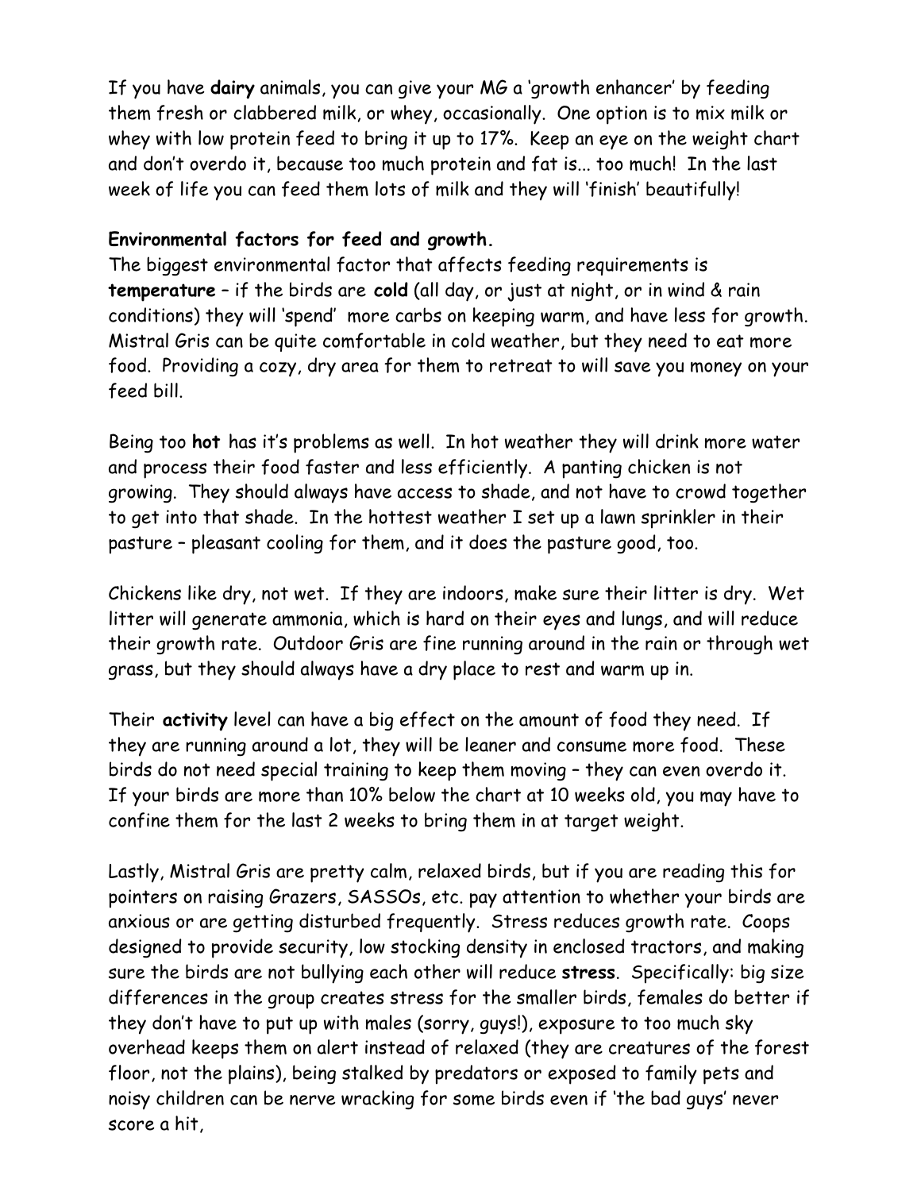If you have **dairy** animals, you can give your MG a 'growth enhancer' by feeding them fresh or clabbered milk, or whey, occasionally. One option is to mix milk or whey with low protein feed to bring it up to 17%. Keep an eye on the weight chart and don't overdo it, because too much protein and fat is... too much! In the last week of life you can feed them lots of milk and they will 'finish' beautifully!

**Environmental factors for feed and growth.**

The biggest environmental factor that affects feeding requirements is **temperature** – if the birds are **cold** (all day, or just at night, or in wind & rain conditions) they will 'spend' more carbs on keeping warm, and have less for growth. Mistral Gris can be quite comfortable in cold weather, but they need to eat more food. Providing a cozy, dry area for them to retreat to will save you money on your feed bill.

Being too **hot** has it's problems as well. In hot weather they will drink more water and process their food faster and less efficiently. A panting chicken is not growing. They should always have access to shade, and not have to crowd together to get into that shade. In the hottest weather I set up a lawn sprinkler in their pasture – pleasant cooling for them, and it does the pasture good, too.

Chickens like dry, not wet. If they are indoors, make sure their litter is dry. Wet litter will generate ammonia, which is hard on their eyes and lungs, and will reduce their growth rate. Outdoor Gris are fine running around in the rain or through wet grass, but they should always have a dry place to rest and warm up in.

Their **activity** level can have a big effect on the amount of food they need. If they are running around a lot, they will be leaner and consume more food. These birds do not need special training to keep them moving – they can even overdo it. If your birds are more than 10% below the chart at 10 weeks old, you may have to confine them for the last 2 weeks to bring them in at target weight.

Lastly, Mistral Gris are pretty calm, relaxed birds, but if you are reading this for pointers on raising Grazers, SASSOs, etc. pay attention to whether your birds are anxious or are getting disturbed frequently. Stress reduces growth rate. Coops designed to provide security, low stocking density in enclosed tractors, and making sure the birds are not bullying each other will reduce **stress**. Specifically: big size differences in the group creates stress for the smaller birds, females do better if they don't have to put up with males (sorry, guys!), exposure to too much sky overhead keeps them on alert instead of relaxed (they are creatures of the forest floor, not the plains), being stalked by predators or exposed to family pets and noisy children can be nerve wracking for some birds even if 'the bad guys' never score a hit,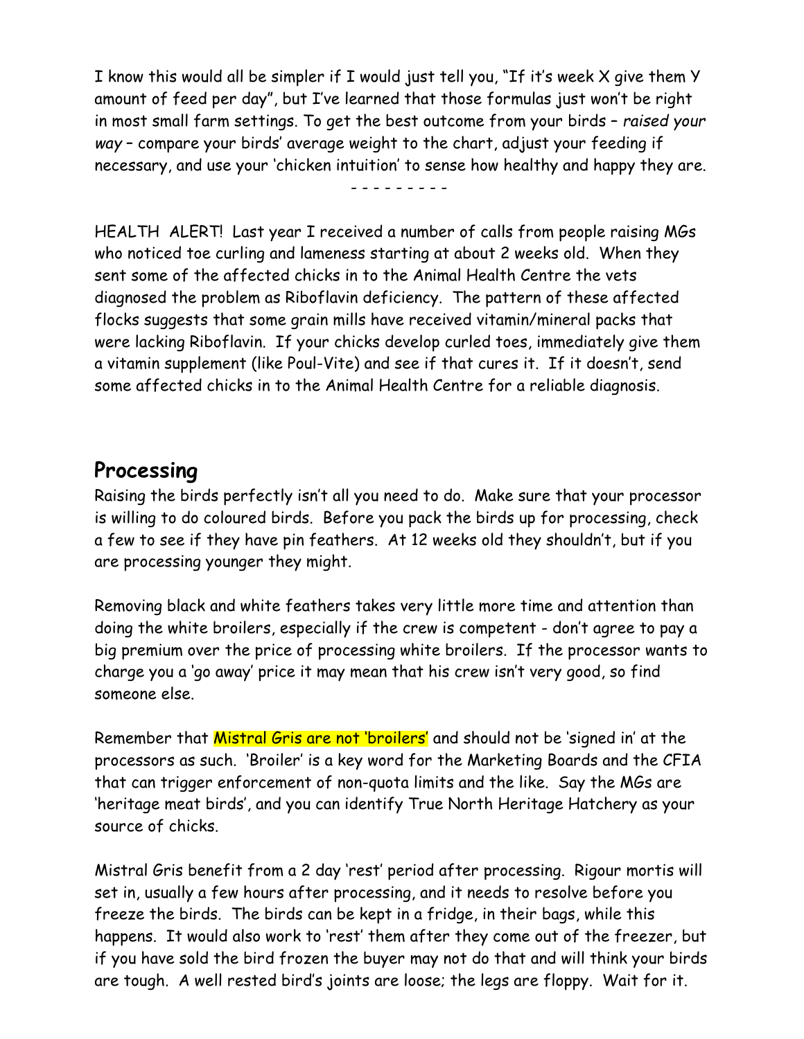I know this would all be simpler if I would just tell you, "If it's week X give them Y amount of feed per day", but I've learned that those formulas just won't be right in most small farm settings. To get the best outcome from your birds – *raised your way* – compare your birds' average weight to the chart, adjust your feeding if necessary, and use your 'chicken intuition' to sense how healthy and happy they are.

- - - - - - - - -

HEALTH ALERT! Last year I received a number of calls from people raising MGs who noticed toe curling and lameness starting at about 2 weeks old. When they sent some of the affected chicks in to the Animal Health Centre the vets diagnosed the problem as Riboflavin deficiency. The pattern of these affected flocks suggests that some grain mills have received vitamin/mineral packs that were lacking Riboflavin. If your chicks develop curled toes, immediately give them a vitamin supplement (like Poul-Vite) and see if that cures it. If it doesn't, send some affected chicks in to the Animal Health Centre for a reliable diagnosis.

## Processing

Raising the birds perfectly isn't all you need to do. Make sure that your processor is willing to do coloured birds. Before you pack the birds up for processing, check a few to see if they have pin feathers. At 12 weeks old they shouldn't, but if you are processing younger they might.

Removing black and white feathers takes very little more time and attention than doing the white broilers, especially if the crew is competent - don't agree to pay a big premium over the price of processing white broilers. If the processor wants to charge you a 'go away' price it may mean that his crew isn't very good, so find someone else.

Remember that Mistral Gris are not 'broilers' and should not be 'signed in' at the processors as such. 'Broiler' is a key word for the Marketing Boards and the CFIA that can trigger enforcement of non-quota limits and the like. Say the MGs are 'heritage meat birds', and you can identify True North Heritage Hatchery as your source of chicks.

Mistral Gris benefit from a 2 day 'rest' period after processing. Rigour mortis will set in, usually a few hours after processing, and it needs to resolve before you freeze the birds. The birds can be kept in a fridge, in their bags, while this happens. It would also work to 'rest' them after they come out of the freezer, but if you have sold the bird frozen the buyer may not do that and will think your birds are tough. A well rested bird's joints are loose; the legs are floppy. Wait for it.